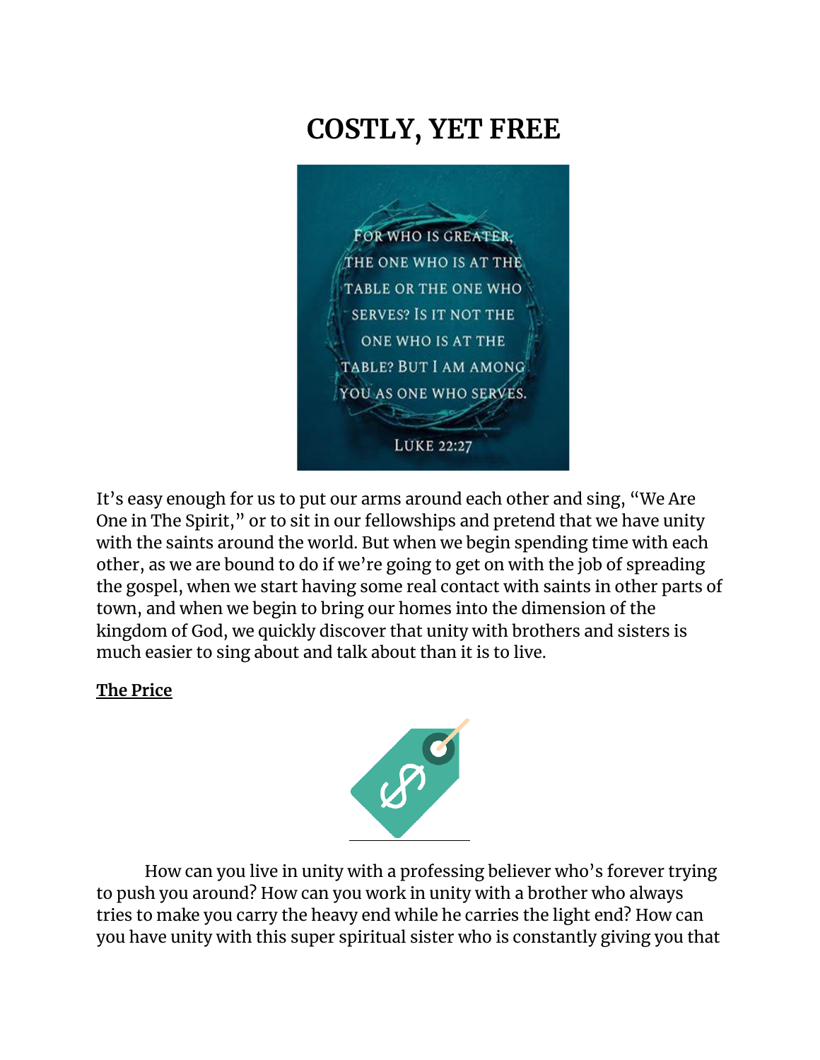# COSTLY, YET FREE

It's easy enough for us to put our arms around each other and sing, "We Are One in The Spirit," or to sit in our fellowships and pretend that we have unity with the saints around the world. But when we begin spending time with each other, as we are bound to do if we're going to get on with the job of spreading the gospel, when we start having some real contact with saints in other parts of town, and when we begin to bring our homes into the dimension of the kingdom of God, we quickly discover that unity with brothers and sisters is much easier to sing about and talk about than it is to live.

**The Price**

How can you live in unity with a professing believer who's forever trying to push you around? How can you work in unity with a brother who always tries to make you carry the heavy end while he carries the light end? How can you have unity with this super spiritual sister who is constantly giving you that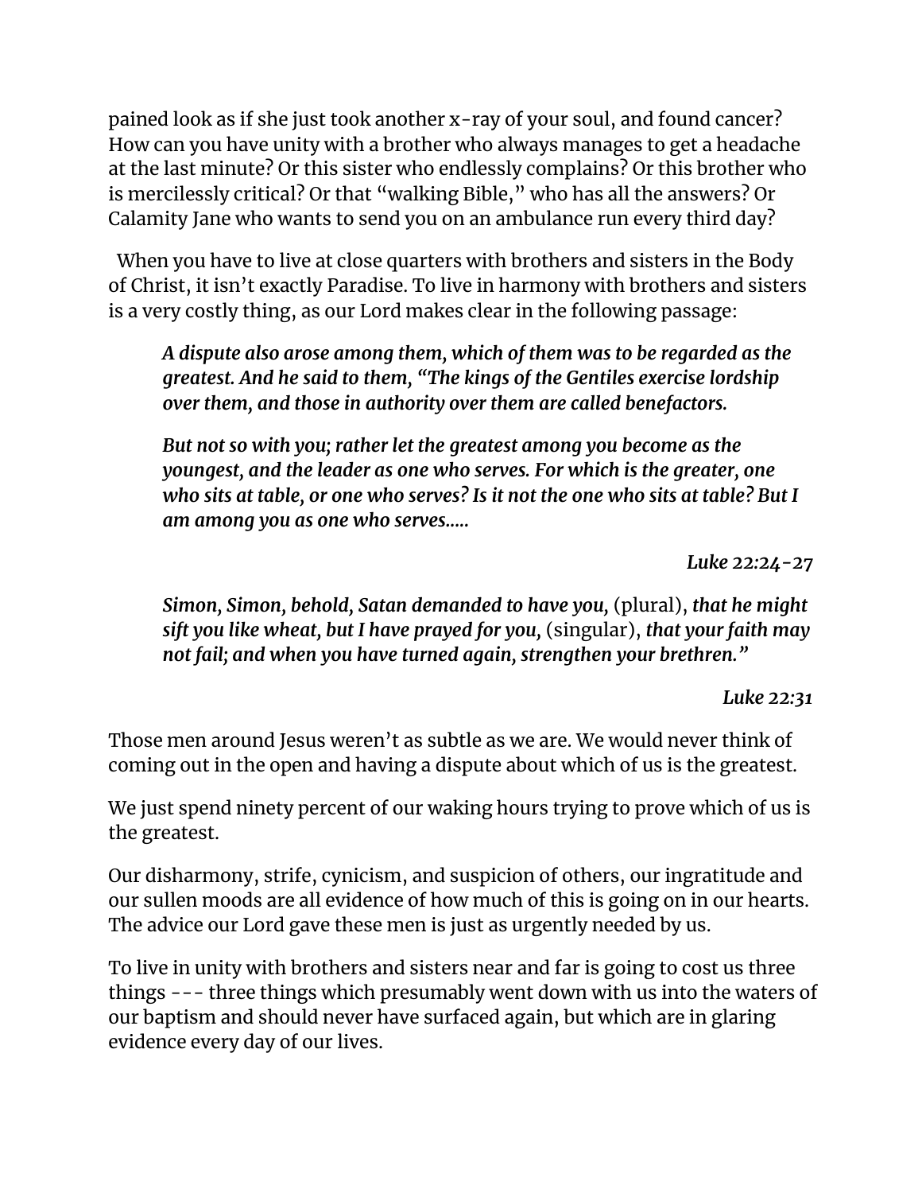pained look as if she just took another x-ray of your soul, and found cancer? How can you have unity with a brother who always manages to get a headache at the last minute? Or this sister who endlessly complains? Or this brother who is mercilessly critical? Or that "walking Bible," who has all the answers? Or Calamity Jane who wants to send you on an ambulance run every third day?

When you have to live at close quarters with brothers and sisters in the Body of Christ, it isn't exactly Paradise. To live in harmony with brothers and sisters is a very costly thing, as our Lord makes clear in the following passage:

> ***A dispute also arose among them, which of them was to be regarded as the greatest. And he said to them, "The kings of the Gentiles exercise lordship over them, and those in authority over them are called benefactors.***
>
> ***But not so with you; rather let the greatest among you become as the youngest, and the leader as one who serves. For which is the greater, one who sits at table, or one who serves? Is it not the one who sits at table? But I am among you as one who serves.....***
>
> *Luke 22:24-27*
>
> ***Simon, Simon, behold, Satan demanded to have you,*** (plural), ***that he might sift you like wheat, but I have prayed for you,*** (singular), ***that your faith may not fail; and when you have turned again, strengthen your brethren."***
>
> *Luke 22:31*

Those men around Jesus weren't as subtle as we are. We would never think of coming out in the open and having a dispute about which of us is the greatest.

We just spend ninety percent of our waking hours trying to prove which of us is the greatest.

Our disharmony, strife, cynicism, and suspicion of others, our ingratitude and our sullen moods are all evidence of how much of this is going on in our hearts. The advice our Lord gave these men is just as urgently needed by us.

To live in unity with brothers and sisters near and far is going to cost us three things --- three things which presumably went down with us into the waters of our baptism and should never have surfaced again, but which are in glaring evidence every day of our lives.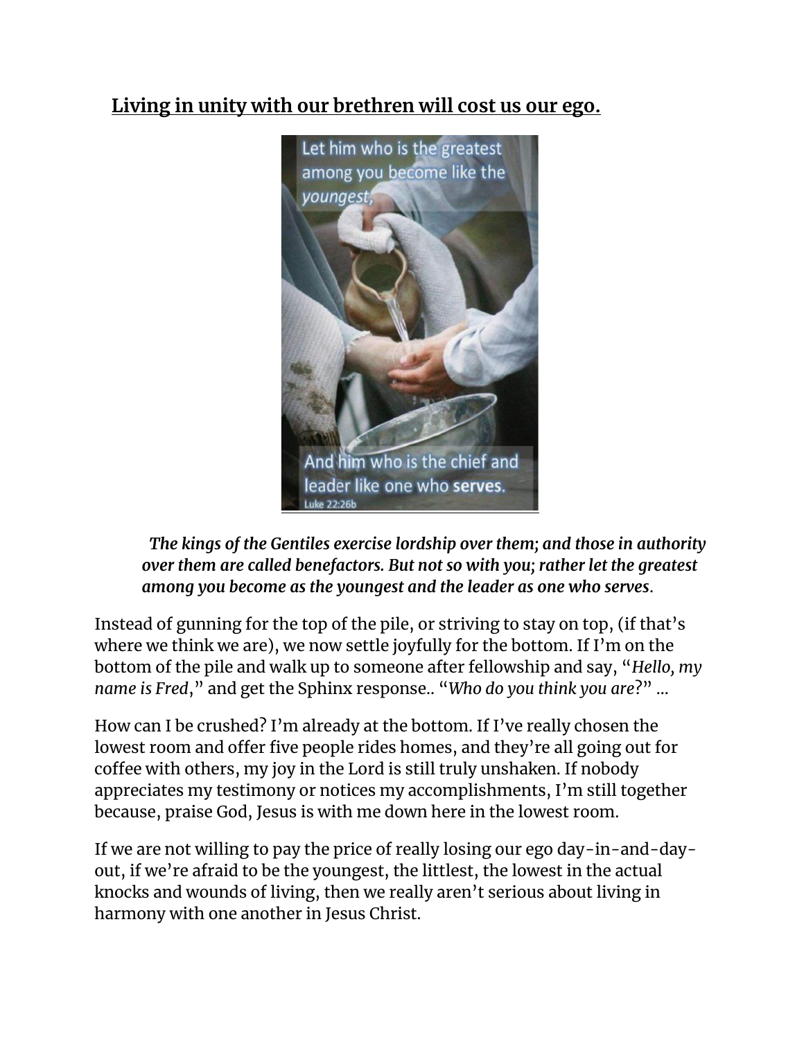**Living in unity with our brethren will cost us our ego.**

> ***The kings of the Gentiles exercise lordship over them; and those in authority over them are called benefactors. But not so with you; rather let the greatest among you become as the youngest and the leader as one who serves*.**

Instead of gunning for the top of the pile, or striving to stay on top, (if that's where we think we are), we now settle joyfully for the bottom. If I'm on the bottom of the pile and walk up to someone after fellowship and say, "*Hello, my name is Fred*," and get the Sphinx response.. "*Who do you think you are*?" ...

How can I be crushed? I'm already at the bottom. If I've really chosen the lowest room and offer five people rides homes, and they're all going out for coffee with others, my joy in the Lord is still truly unshaken. If nobody appreciates my testimony or notices my accomplishments, I'm still together because, praise God, Jesus is with me down here in the lowest room.

If we are not willing to pay the price of really losing our ego day-in-and-day-out, if we're afraid to be the youngest, the littlest, the lowest in the actual knocks and wounds of living, then we really aren't serious about living in harmony with one another in Jesus Christ.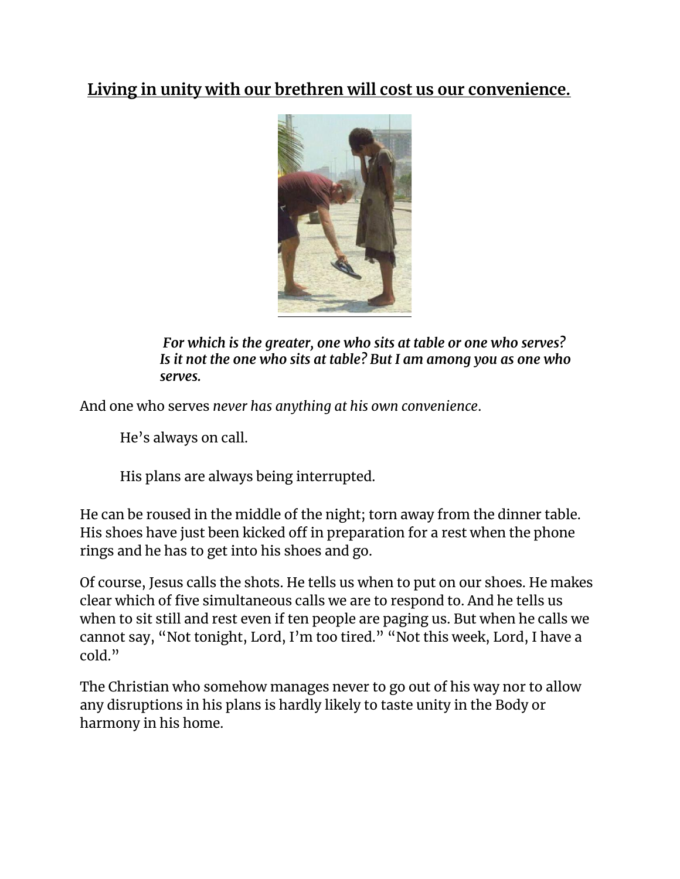**Living in unity with our brethren will cost us our convenience.**

> ***For which is the greater, one who sits at table or one who serves? Is it not the one who sits at table? But I am among you as one who serves.***

And one who serves *never has anything at his own convenience*.

> He's always on call.
>
> His plans are always being interrupted.

He can be roused in the middle of the night; torn away from the dinner table. His shoes have just been kicked off in preparation for a rest when the phone rings and he has to get into his shoes and go.

Of course, Jesus calls the shots. He tells us when to put on our shoes. He makes clear which of five simultaneous calls we are to respond to. And he tells us when to sit still and rest even if ten people are paging us. But when he calls we cannot say, "Not tonight, Lord, I'm too tired." "Not this week, Lord, I have a cold."

The Christian who somehow manages never to go out of his way nor to allow any disruptions in his plans is hardly likely to taste unity in the Body or harmony in his home.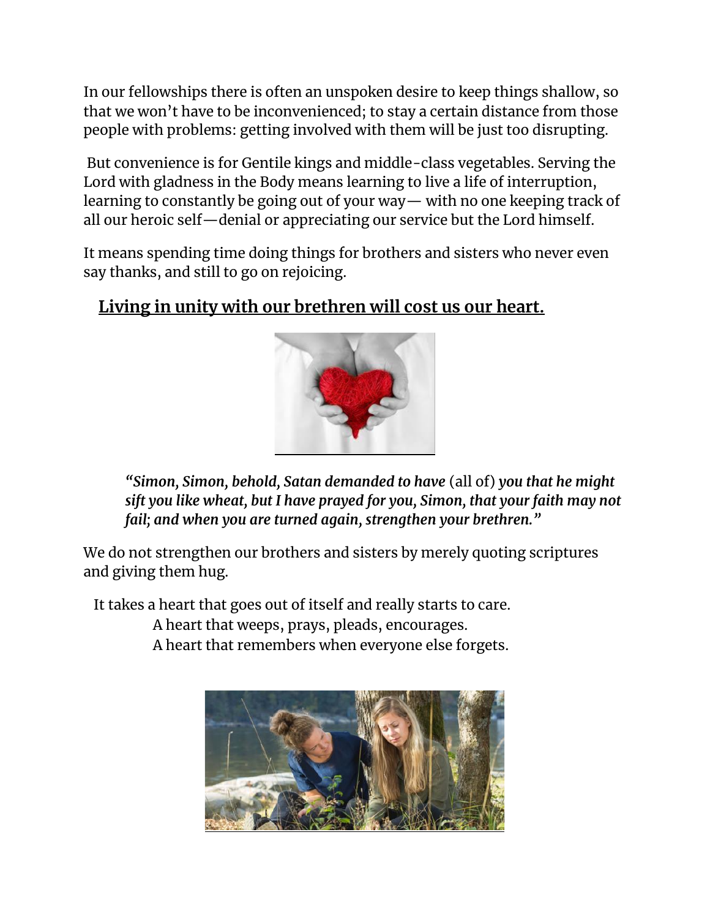In our fellowships there is often an unspoken desire to keep things shallow, so that we won't have to be inconvenienced; to stay a certain distance from those people with problems: getting involved with them will be just too disrupting.

But convenience is for Gentile kings and middle-class vegetables. Serving the Lord with gladness in the Body means learning to live a life of interruption, learning to constantly be going out of your way— with no one keeping track of all our heroic self—denial or appreciating our service but the Lord himself.

It means spending time doing things for brothers and sisters who never even say thanks, and still to go on rejoicing.

**<u>Living in unity with our brethren will cost us our heart.</u>**

> ***"Simon, Simon, behold, Satan demanded to have*** (all of) ***you that he might sift you like wheat, but I have prayed for you, Simon, that your faith may not fail; and when you are turned again, strengthen your brethren."***

We do not strengthen our brothers and sisters by merely quoting scriptures and giving them hug.

It takes a heart that goes out of itself and really starts to care.
A heart that weeps, prays, pleads, encourages.
A heart that remembers when everyone else forgets.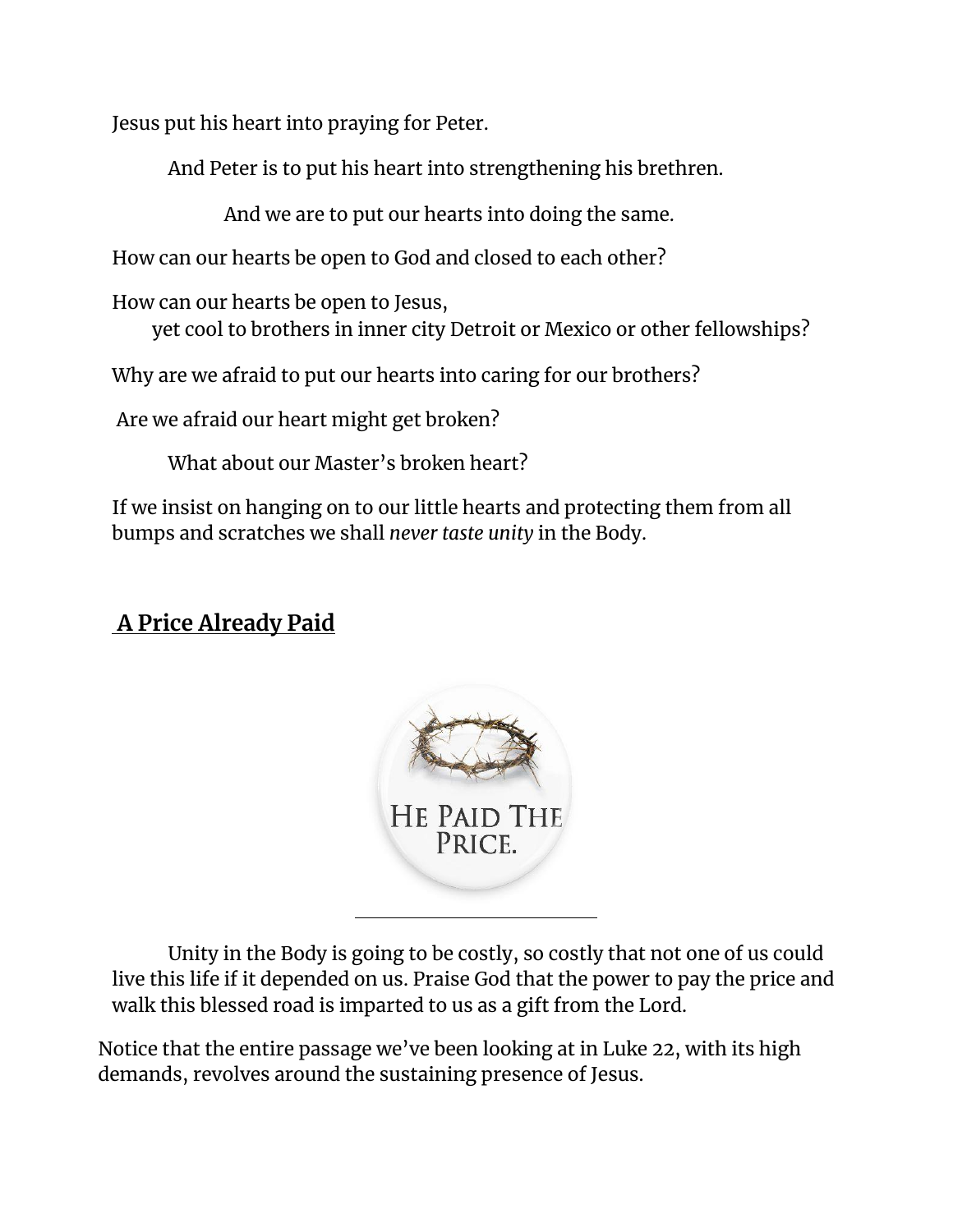Jesus put his heart into praying for Peter.

And Peter is to put his heart into strengthening his brethren.

And we are to put our hearts into doing the same.

How can our hearts be open to God and closed to each other?

How can our hearts be open to Jesus,
yet cool to brothers in inner city Detroit or Mexico or other fellowships?

Why are we afraid to put our hearts into caring for our brothers?

Are we afraid our heart might get broken?

What about our Master's broken heart?

If we insist on hanging on to our little hearts and protecting them from all bumps and scratches we shall *never taste unity* in the Body.

## **A Price Already Paid**

Unity in the Body is going to be costly, so costly that not one of us could live this life if it depended on us. Praise God that the power to pay the price and walk this blessed road is imparted to us as a gift from the Lord.

Notice that the entire passage we've been looking at in Luke 22, with its high demands, revolves around the sustaining presence of Jesus.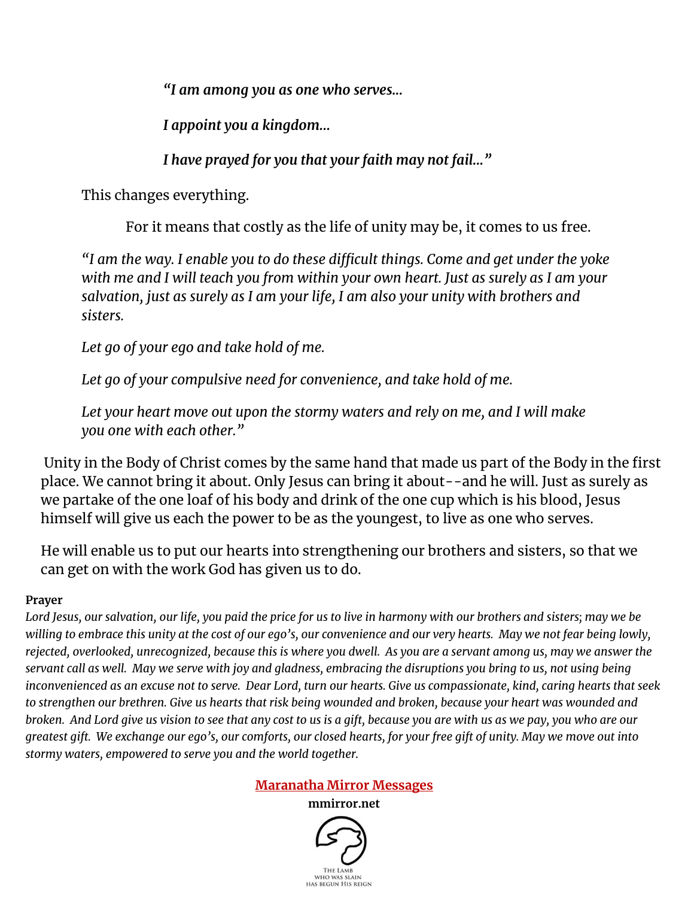*"I am among you as one who serves...*

*I appoint you a kingdom...*

*I have prayed for you that your faith may not fail..."*

This changes everything.

For it means that costly as the life of unity may be, it comes to us free.

*"I am the way. I enable you to do these difficult things. Come and get under the yoke with me and I will teach you from within your own heart. Just as surely as I am your salvation, just as surely as I am your life, I am also your unity with brothers and sisters.*

*Let go of your ego and take hold of me.*

*Let go of your compulsive need for convenience, and take hold of me.*

*Let your heart move out upon the stormy waters and rely on me, and I will make you one with each other."*

Unity in the Body of Christ comes by the same hand that made us part of the Body in the first place. We cannot bring it about. Only Jesus can bring it about--and he will. Just as surely as we partake of the one loaf of his body and drink of the one cup which is his blood, Jesus himself will give us each the power to be as the youngest, to live as one who serves.

He will enable us to put our hearts into strengthening our brothers and sisters, so that we can get on with the work God has given us to do.

**Prayer**

*Lord Jesus, our salvation, our life, you paid the price for us to live in harmony with our brothers and sisters; may we be willing to embrace this unity at the cost of our ego's, our convenience and our very hearts. May we not fear being lowly, rejected, overlooked, unrecognized, because this is where you dwell. As you are a servant among us, may we answer the servant call as well. May we serve with joy and gladness, embracing the disruptions you bring to us, not using being inconvenienced as an excuse not to serve. Dear Lord, turn our hearts. Give us compassionate, kind, caring hearts that seek to strengthen our brethren. Give us hearts that risk being wounded and broken, because your heart was wounded and broken. And Lord give us vision to see that any cost to us is a gift, because you are with us as we pay, you who are our greatest gift. We exchange our ego's, our comforts, our closed hearts, for your free gift of unity. May we move out into stormy waters, empowered to serve you and the world together.*

Maranatha Mirror Messages

**mmirror.net**

The Lamb who was slain has begun His reign